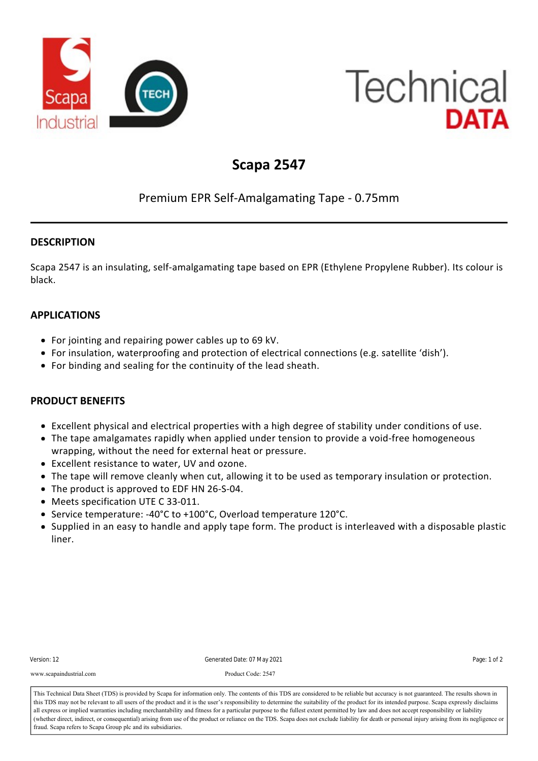# Scapa 2547

Premium EPR Self-Amalgamating Tape - 0.75mm

## DESCRIPTION

Scapa 2547 is an insulating, self-amalgamating tape based on EPR (Ethylene Propylene Rubber). Its colour is black.

## APPLICATIONS

- For jointing and repairing power cables up to 69 kV.
- For insulation, waterproofing and protection of electrical connections (e.g. satellite ‘dish’).
- For binding and sealing for the continuity of the lead sheath.

## PRODUCT BENEFITS

- Excellent physical and electrical properties with a high degree of stability under conditions of use.
- The tape amalgamates rapidly when applied under tension to provide a void-free homogeneous wrapping, without the need for external heat or pressure.
- Excellent resistance to water, UV and ozone.
- The tape will remove cleanly when cut, allowing it to be used as temporary insulation or protection.
- The product is approved to EDF HN 26-S-04.
- Meets specification UTE C 33-011.
- Service temperature: -40°C to +100°C, Overload temperature 120°C.
- Supplied in an easy to handle and apply tape form. The product is interleaved with a disposable plastic liner.

Version: 12 Generated Date: 07 May 2021

www.scapaindustrial.com Product Code: 2547

This Technical Data Sheet (TDS) is provided by Scapa for information only. The contents of this TDS are considered to be reliable but accuracy is not guaranteed. The results shown in this TDS may not be relevant to all users of the product and it is the user's responsibility to determine the suitability of the product for its intended purpose. Scapa expressly disclaims all express or implied warranties including merchantability and fitness for a particular purpose to the fullest extent permitted by law and does not accept responsibility or liability (whether direct, indirect, or consequential) arising from use of the product or reliance on the TDS. Scapa does not exclude liability for death or personal injury arising from its negligence or fraud. Scapa refers to Scapa Group plc and its subsidiaries.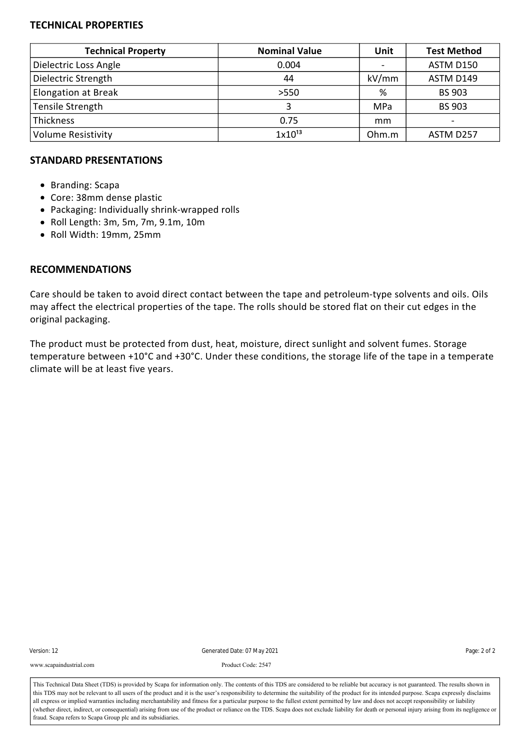## TECHNICAL PROPERTIES

| Technical Property | Nominal Value | Unit | Test Method |
| --- | --- | --- | --- |
| Dielectric Loss Angle | 0.004 | - | ASTM D150 |
| Dielectric Strength | 44 | kV/mm | ASTM D149 |
| Elongation at Break | >550 | % | BS 903 |
| Tensile Strength | 3 | MPa | BS 903 |
| Thickness | 0.75 | mm | - |
| Volume Resistivity | $1x10^{13}$ | Ohm.m | ASTM D257 |

## STANDARD PRESENTATIONS

- Branding: Scapa
- Core: 38mm dense plastic
- Packaging: Individually shrink-wrapped rolls
- Roll Length: 3m, 5m, 7m, 9.1m, 10m
- Roll Width: 19mm, 25mm

## RECOMMENDATIONS

Care should be taken to avoid direct contact between the tape and petroleum-type solvents and oils. Oils may affect the electrical properties of the tape. The rolls should be stored flat on their cut edges in the original packaging.

The product must be protected from dust, heat, moisture, direct sunlight and solvent fumes. Storage temperature between +10°C and +30°C. Under these conditions, the storage life of the tape in a temperate climate will be at least five years.

Version: 12 Generated Date: 07 May 2021

www.scapaindustrial.com Product Code: 2547

This Technical Data Sheet (TDS) is provided by Scapa for information only. The contents of this TDS are considered to be reliable but accuracy is not guaranteed. The results shown in this TDS may not be relevant to all users of the product and it is the user's responsibility to determine the suitability of the product for its intended purpose. Scapa expressly disclaims all express or implied warranties including merchantability and fitness for a particular purpose to the fullest extent permitted by law and does not accept responsibility or liability (whether direct, indirect, or consequential) arising from use of the product or reliance on the TDS. Scapa does not exclude liability for death or personal injury arising from its negligence or fraud. Scapa refers to Scapa Group plc and its subsidiaries.